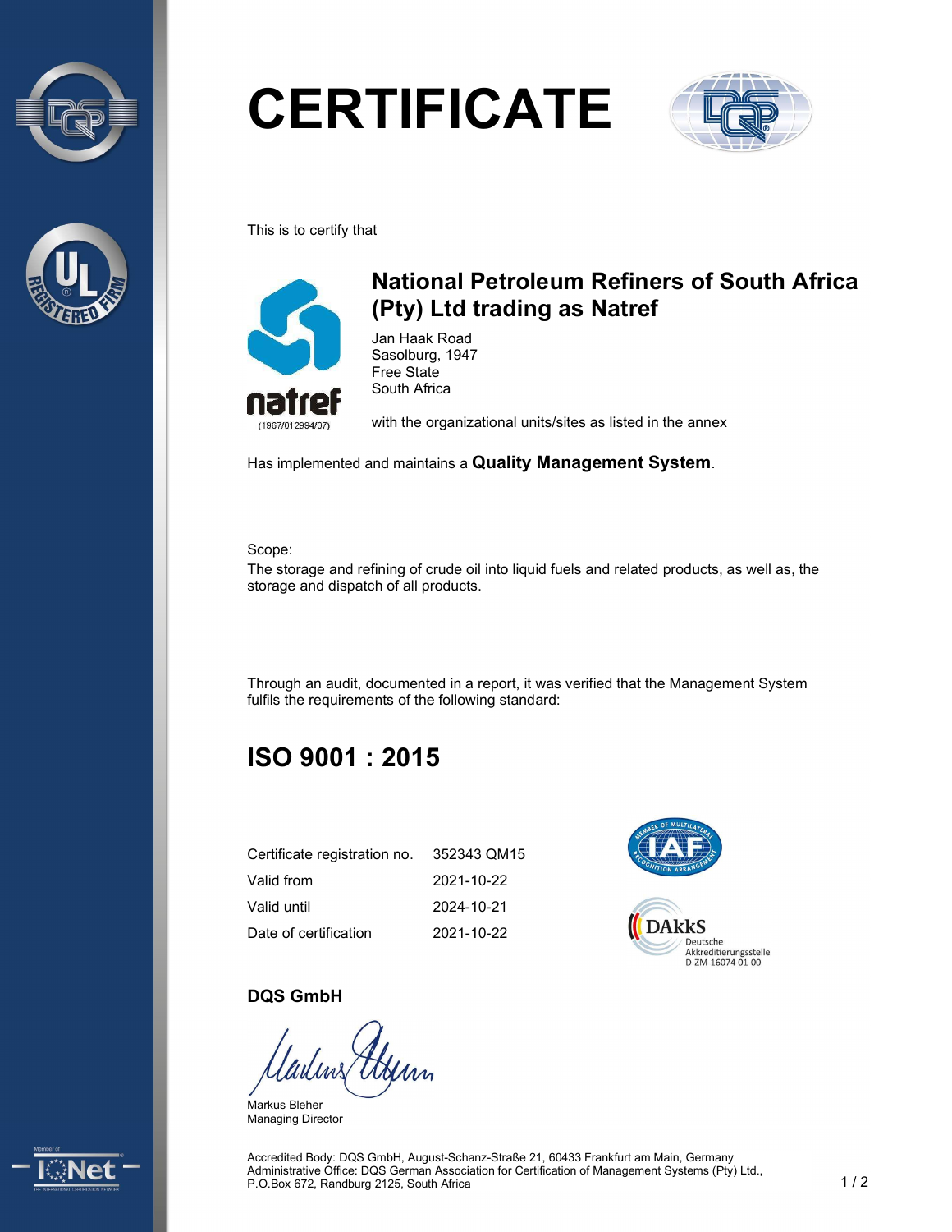# CERTIFICATE

This is to certify that

## National Petroleum Refiners of South Africa (Pty) Ltd trading as Natref

natref
(1967/012994/07)

Jan Haak Road
Sasolburg, 1947
Free State
South Africa

with the organizational units/sites as listed in the annex

Has implemented and maintains a **Quality Management System**.

Scope:
The storage and refining of crude oil into liquid fuels and related products, as well as, the storage and dispatch of all products.

Through an audit, documented in a report, it was verified that the Management System fulfils the requirements of the following standard:

# ISO 9001 : 2015

| | |
|---|---|
| Certificate registration no. | 352343 QM15 |
| Valid from | 2021-10-22 |
| Valid until | 2024-10-21 |
| Date of certification | 2021-10-22 |

DAkkS
Deutsche
Akkreditierungsstelle
D-ZM-16074-01-00

**DQS GmbH**

Markus Bleher
Managing Director

Accredited Body: DQS GmbH, August-Schanz-Straße 21, 60433 Frankfurt am Main, Germany
Administrative Office: DQS German Association for Certification of Management Systems (Pty) Ltd.,
P.O.Box 672, Randburg 2125, South Africa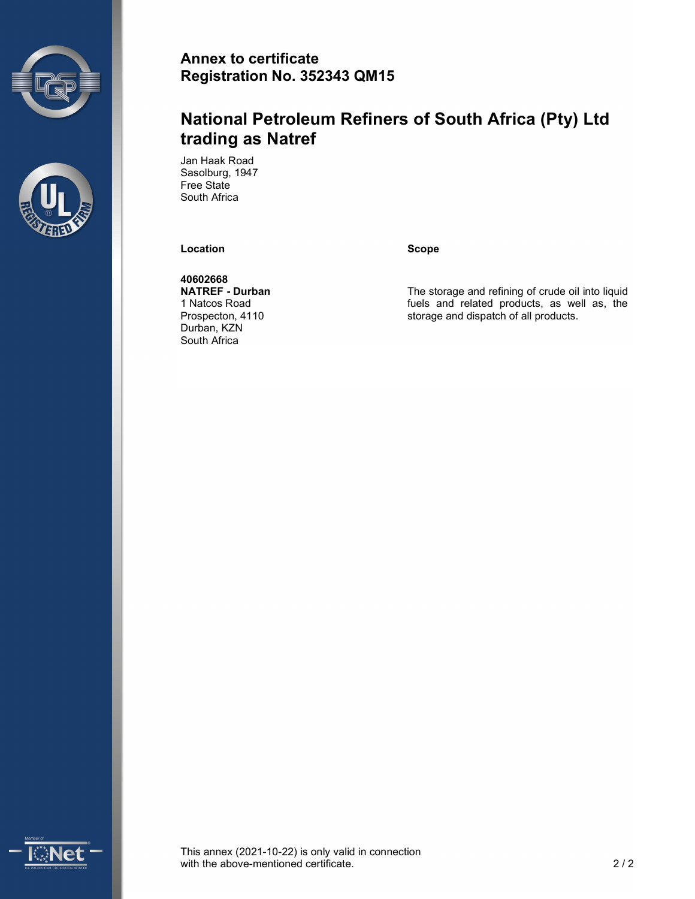**Annex to certificate**
**Registration No. 352343 QM15**

# National Petroleum Refiners of South Africa (Pty) Ltd trading as Natref

Jan Haak Road
Sasolburg, 1947
Free State
South Africa

| Location | Scope |
|---|---|
| **40602668**<br>**NATREF - Durban**<br>1 Natcos Road<br>Prospecton, 4110<br>Durban, KZN<br>South Africa | The storage and refining of crude oil into liquid fuels and related products, as well as, the storage and dispatch of all products. |

This annex (2021-10-22) is only valid in connection with the above-mentioned certificate.